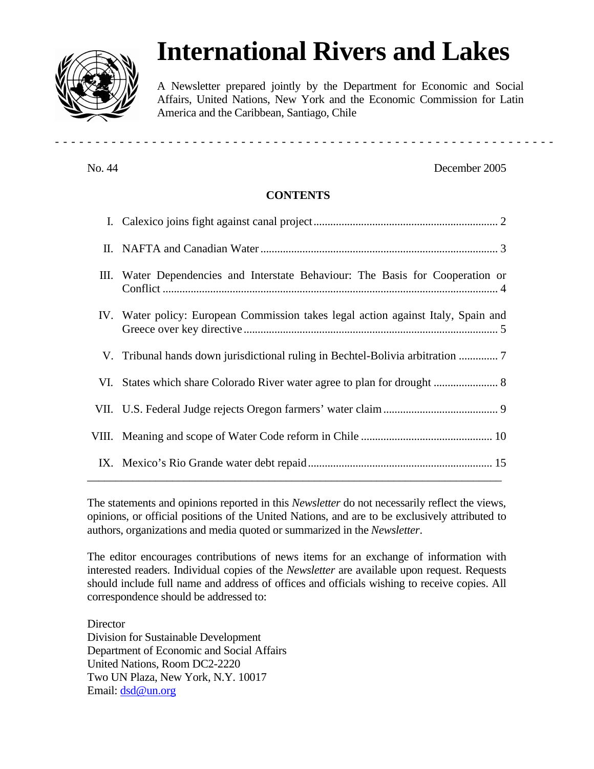# International Rivers and Lakes

A Newsletter prepared jointly by the Department for Economic and Social Affairs, United Nations, New York and the Economic Commission for Latin America and the Caribbean, Santiago, Chile

No. 44 December 2005

## CONTENTS

I. Calexico joins fight against canal project .......... 2

II. NAFTA and Canadian Water .......... 3

III. Water Dependencies and Interstate Behaviour: The Basis for Cooperation or Conflict .......... 4

IV. Water policy: European Commission takes legal action against Italy, Spain and Greece over key directive .......... 5

V. Tribunal hands down jurisdictional ruling in Bechtel-Bolivia arbitration .......... 7

VI. States which share Colorado River water agree to plan for drought .......... 8

VII. U.S. Federal Judge rejects Oregon farmers' water claim .......... 9

VIII. Meaning and scope of Water Code reform in Chile .......... 10

IX. Mexico's Rio Grande water debt repaid .......... 15

---

The statements and opinions reported in this *Newsletter* do not necessarily reflect the views, opinions, or official positions of the United Nations, and are to be exclusively attributed to authors, organizations and media quoted or summarized in the *Newsletter*.

The editor encourages contributions of news items for an exchange of information with interested readers. Individual copies of the *Newsletter* are available upon request. Requests should include full name and address of offices and officials wishing to receive copies. All correspondence should be addressed to:

Director
Division for Sustainable Development
Department of Economic and Social Affairs
United Nations, Room DC2-2220
Two UN Plaza, New York, N.Y. 10017
Email: dsd@un.org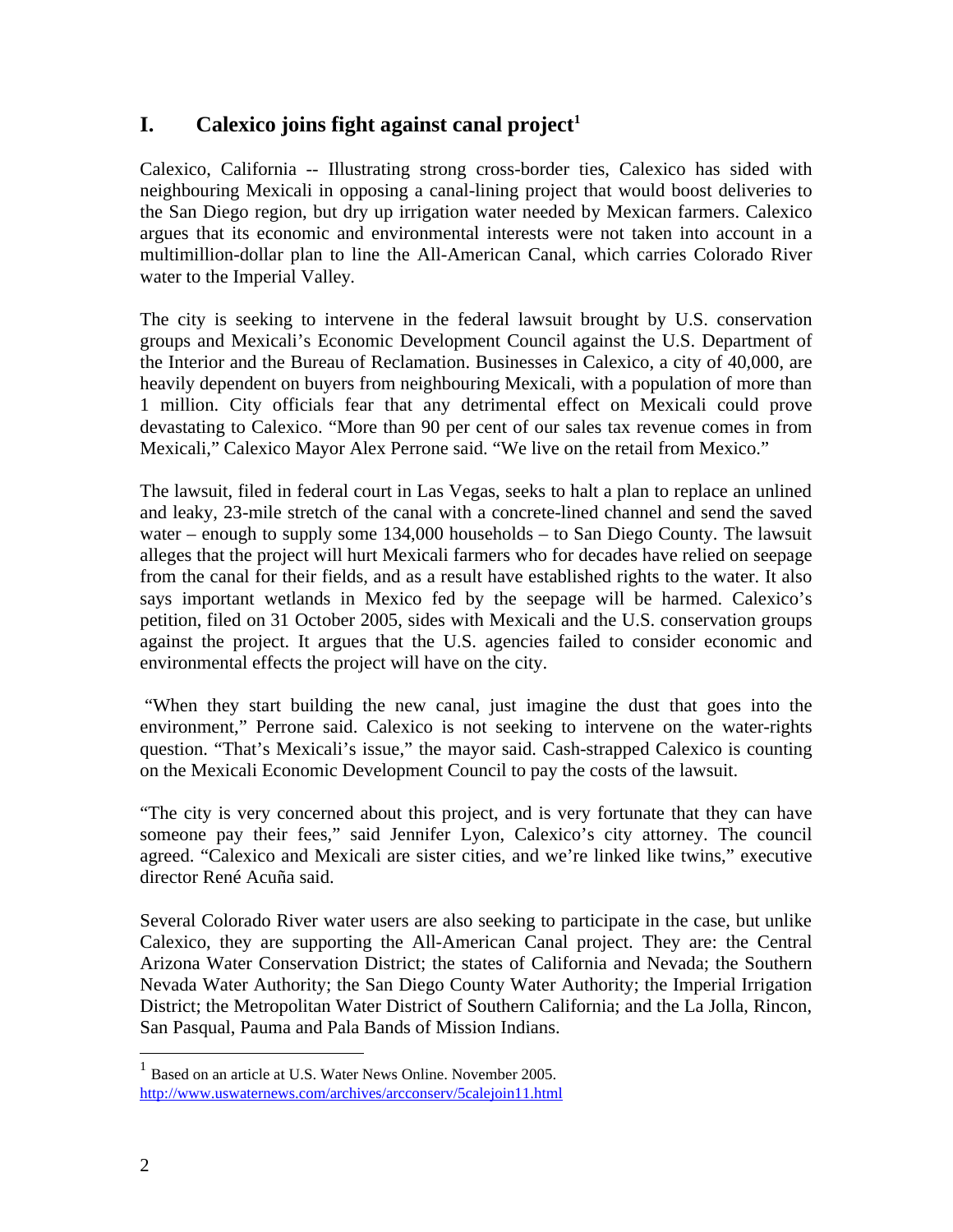## I. Calexico joins fight against canal project[1]

Calexico, California -- Illustrating strong cross-border ties, Calexico has sided with neighbouring Mexicali in opposing a canal-lining project that would boost deliveries to the San Diego region, but dry up irrigation water needed by Mexican farmers. Calexico argues that its economic and environmental interests were not taken into account in a multimillion-dollar plan to line the All-American Canal, which carries Colorado River water to the Imperial Valley.

The city is seeking to intervene in the federal lawsuit brought by U.S. conservation groups and Mexicali's Economic Development Council against the U.S. Department of the Interior and the Bureau of Reclamation. Businesses in Calexico, a city of 40,000, are heavily dependent on buyers from neighbouring Mexicali, with a population of more than 1 million. City officials fear that any detrimental effect on Mexicali could prove devastating to Calexico. "More than 90 per cent of our sales tax revenue comes in from Mexicali," Calexico Mayor Alex Perrone said. "We live on the retail from Mexico."

The lawsuit, filed in federal court in Las Vegas, seeks to halt a plan to replace an unlined and leaky, 23-mile stretch of the canal with a concrete-lined channel and send the saved water – enough to supply some 134,000 households – to San Diego County. The lawsuit alleges that the project will hurt Mexicali farmers who for decades have relied on seepage from the canal for their fields, and as a result have established rights to the water. It also says important wetlands in Mexico fed by the seepage will be harmed. Calexico's petition, filed on 31 October 2005, sides with Mexicali and the U.S. conservation groups against the project. It argues that the U.S. agencies failed to consider economic and environmental effects the project will have on the city.

"When they start building the new canal, just imagine the dust that goes into the environment," Perrone said. Calexico is not seeking to intervene on the water-rights question. "That's Mexicali's issue," the mayor said. Cash-strapped Calexico is counting on the Mexicali Economic Development Council to pay the costs of the lawsuit.

"The city is very concerned about this project, and is very fortunate that they can have someone pay their fees," said Jennifer Lyon, Calexico's city attorney. The council agreed. "Calexico and Mexicali are sister cities, and we're linked like twins," executive director René Acuña said.

Several Colorado River water users are also seeking to participate in the case, but unlike Calexico, they are supporting the All-American Canal project. They are: the Central Arizona Water Conservation District; the states of California and Nevada; the Southern Nevada Water Authority; the San Diego County Water Authority; the Imperial Irrigation District; the Metropolitan Water District of Southern California; and the La Jolla, Rincon, San Pasqual, Pauma and Pala Bands of Mission Indians.

[1] Based on an article at U.S. Water News Online. November 2005. http://www.uswaternews.com/archives/arcconserv/5calejoin11.html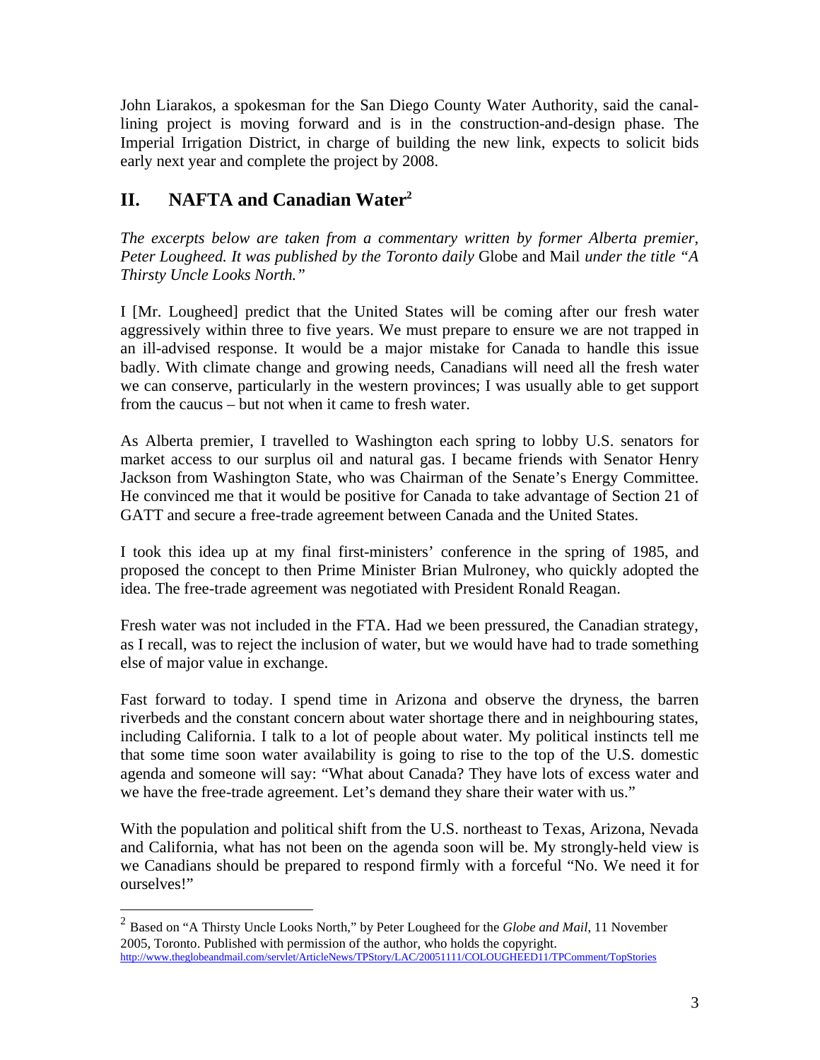John Liarakos, a spokesman for the San Diego County Water Authority, said the canal-lining project is moving forward and is in the construction-and-design phase. The Imperial Irrigation District, in charge of building the new link, expects to solicit bids early next year and complete the project by 2008.

## II. NAFTA and Canadian Water[2]

*The excerpts below are taken from a commentary written by former Alberta premier, Peter Lougheed. It was published by the Toronto daily* Globe and Mail *under the title "A Thirsty Uncle Looks North."*

I [Mr. Lougheed] predict that the United States will be coming after our fresh water aggressively within three to five years. We must prepare to ensure we are not trapped in an ill-advised response. It would be a major mistake for Canada to handle this issue badly. With climate change and growing needs, Canadians will need all the fresh water we can conserve, particularly in the western provinces; I was usually able to get support from the caucus – but not when it came to fresh water.

As Alberta premier, I travelled to Washington each spring to lobby U.S. senators for market access to our surplus oil and natural gas. I became friends with Senator Henry Jackson from Washington State, who was Chairman of the Senate's Energy Committee. He convinced me that it would be positive for Canada to take advantage of Section 21 of GATT and secure a free-trade agreement between Canada and the United States.

I took this idea up at my final first-ministers' conference in the spring of 1985, and proposed the concept to then Prime Minister Brian Mulroney, who quickly adopted the idea. The free-trade agreement was negotiated with President Ronald Reagan.

Fresh water was not included in the FTA. Had we been pressured, the Canadian strategy, as I recall, was to reject the inclusion of water, but we would have had to trade something else of major value in exchange.

Fast forward to today. I spend time in Arizona and observe the dryness, the barren riverbeds and the constant concern about water shortage there and in neighbouring states, including California. I talk to a lot of people about water. My political instincts tell me that some time soon water availability is going to rise to the top of the U.S. domestic agenda and someone will say: "What about Canada? They have lots of excess water and we have the free-trade agreement. Let's demand they share their water with us."

With the population and political shift from the U.S. northeast to Texas, Arizona, Nevada and California, what has not been on the agenda soon will be. My strongly-held view is we Canadians should be prepared to respond firmly with a forceful "No. We need it for ourselves!"

---

[2] Based on "A Thirsty Uncle Looks North," by Peter Lougheed for the *Globe and Mail*, 11 November 2005, Toronto. Published with permission of the author, who holds the copyright. http://www.theglobeandmail.com/servlet/ArticleNews/TPStory/LAC/20051111/COLOUGHEED11/TPComment/TopStories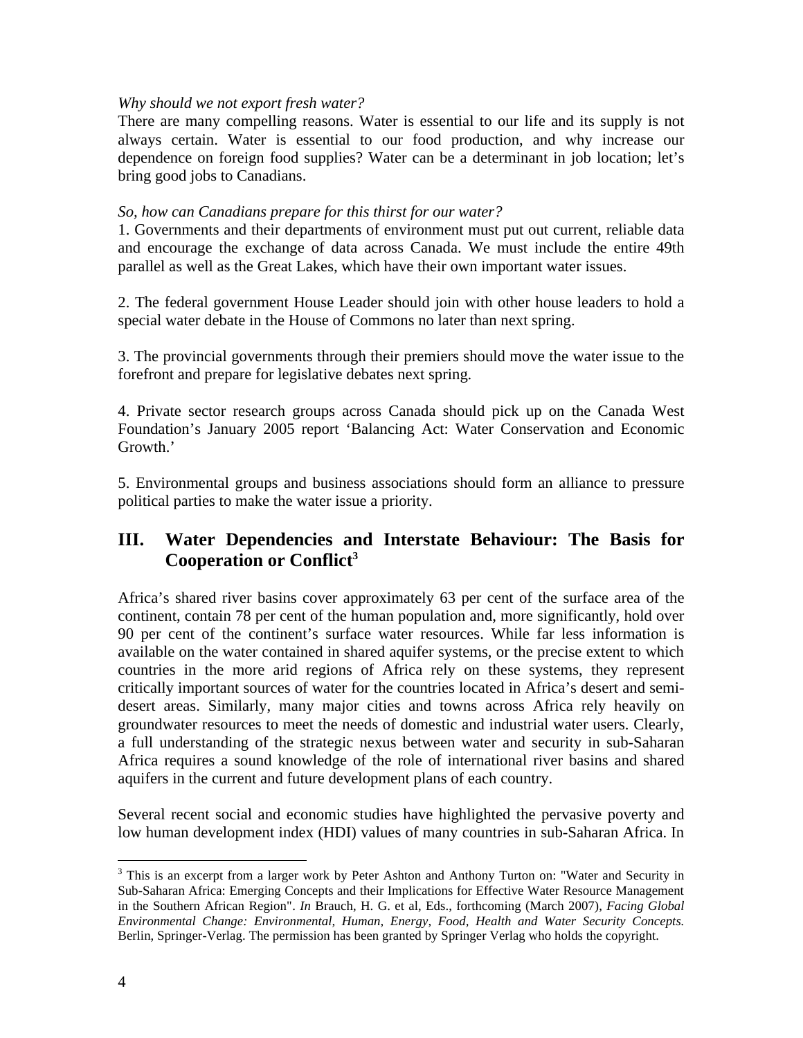*Why should we not export fresh water?*
There are many compelling reasons. Water is essential to our life and its supply is not always certain. Water is essential to our food production, and why increase our dependence on foreign food supplies? Water can be a determinant in job location; let's bring good jobs to Canadians.

*So, how can Canadians prepare for this thirst for our water?*
1. Governments and their departments of environment must put out current, reliable data and encourage the exchange of data across Canada. We must include the entire 49th parallel as well as the Great Lakes, which have their own important water issues.

2. The federal government House Leader should join with other house leaders to hold a special water debate in the House of Commons no later than next spring.

3. The provincial governments through their premiers should move the water issue to the forefront and prepare for legislative debates next spring.

4. Private sector research groups across Canada should pick up on the Canada West Foundation's January 2005 report 'Balancing Act: Water Conservation and Economic Growth.'

5. Environmental groups and business associations should form an alliance to pressure political parties to make the water issue a priority.

## III. Water Dependencies and Interstate Behaviour: The Basis for Cooperation or Conflict[3]

Africa's shared river basins cover approximately 63 per cent of the surface area of the continent, contain 78 per cent of the human population and, more significantly, hold over 90 per cent of the continent's surface water resources. While far less information is available on the water contained in shared aquifer systems, or the precise extent to which countries in the more arid regions of Africa rely on these systems, they represent critically important sources of water for the countries located in Africa's desert and semi-desert areas. Similarly, many major cities and towns across Africa rely heavily on groundwater resources to meet the needs of domestic and industrial water users. Clearly, a full understanding of the strategic nexus between water and security in sub-Saharan Africa requires a sound knowledge of the role of international river basins and shared aquifers in the current and future development plans of each country.

Several recent social and economic studies have highlighted the pervasive poverty and low human development index (HDI) values of many countries in sub-Saharan Africa. In

[3] This is an excerpt from a larger work by Peter Ashton and Anthony Turton on: "Water and Security in Sub-Saharan Africa: Emerging Concepts and their Implications for Effective Water Resource Management in the Southern African Region". *In* Brauch, H. G. et al, Eds., forthcoming (March 2007), *Facing Global Environmental Change: Environmental, Human, Energy, Food, Health and Water Security Concepts.* Berlin, Springer-Verlag. The permission has been granted by Springer Verlag who holds the copyright.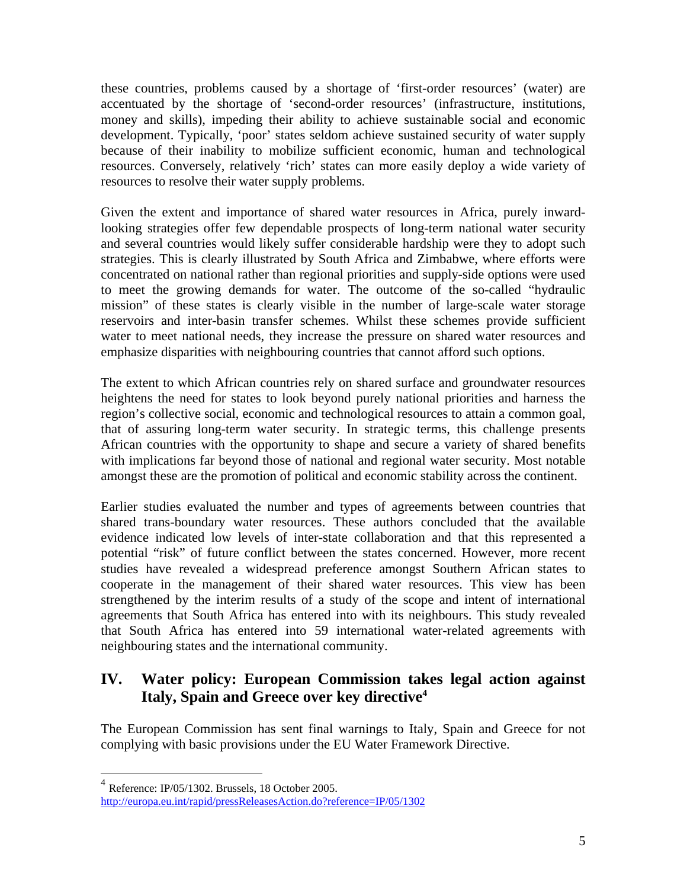these countries, problems caused by a shortage of 'first-order resources' (water) are accentuated by the shortage of 'second-order resources' (infrastructure, institutions, money and skills), impeding their ability to achieve sustainable social and economic development. Typically, 'poor' states seldom achieve sustained security of water supply because of their inability to mobilize sufficient economic, human and technological resources. Conversely, relatively 'rich' states can more easily deploy a wide variety of resources to resolve their water supply problems.

Given the extent and importance of shared water resources in Africa, purely inward-looking strategies offer few dependable prospects of long-term national water security and several countries would likely suffer considerable hardship were they to adopt such strategies. This is clearly illustrated by South Africa and Zimbabwe, where efforts were concentrated on national rather than regional priorities and supply-side options were used to meet the growing demands for water. The outcome of the so-called "hydraulic mission" of these states is clearly visible in the number of large-scale water storage reservoirs and inter-basin transfer schemes. Whilst these schemes provide sufficient water to meet national needs, they increase the pressure on shared water resources and emphasize disparities with neighbouring countries that cannot afford such options.

The extent to which African countries rely on shared surface and groundwater resources heightens the need for states to look beyond purely national priorities and harness the region's collective social, economic and technological resources to attain a common goal, that of assuring long-term water security. In strategic terms, this challenge presents African countries with the opportunity to shape and secure a variety of shared benefits with implications far beyond those of national and regional water security. Most notable amongst these are the promotion of political and economic stability across the continent.

Earlier studies evaluated the number and types of agreements between countries that shared trans-boundary water resources. These authors concluded that the available evidence indicated low levels of inter-state collaboration and that this represented a potential "risk" of future conflict between the states concerned. However, more recent studies have revealed a widespread preference amongst Southern African states to cooperate in the management of their shared water resources. This view has been strengthened by the interim results of a study of the scope and intent of international agreements that South Africa has entered into with its neighbours. This study revealed that South Africa has entered into 59 international water-related agreements with neighbouring states and the international community.

## IV. Water policy: European Commission takes legal action against Italy, Spain and Greece over key directive[4]

The European Commission has sent final warnings to Italy, Spain and Greece for not complying with basic provisions under the EU Water Framework Directive.

[4] Reference: IP/05/1302. Brussels, 18 October 2005. http://europa.eu.int/rapid/pressReleasesAction.do?reference=IP/05/1302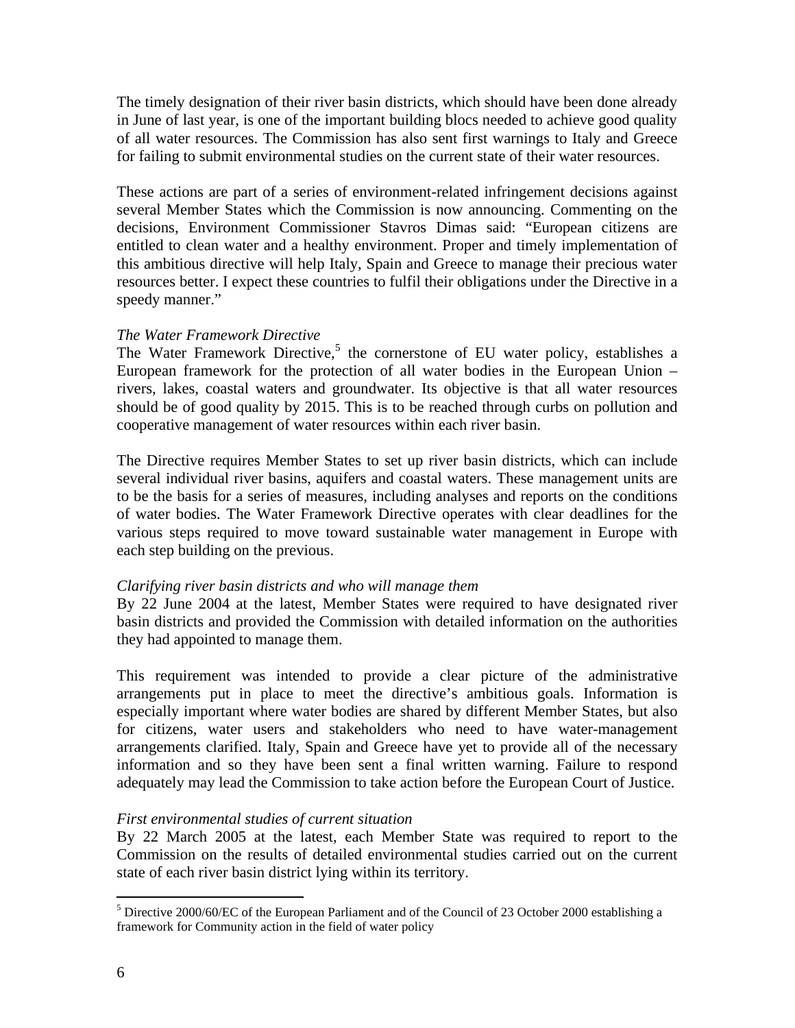The timely designation of their river basin districts, which should have been done already in June of last year, is one of the important building blocs needed to achieve good quality of all water resources. The Commission has also sent first warnings to Italy and Greece for failing to submit environmental studies on the current state of their water resources.

These actions are part of a series of environment-related infringement decisions against several Member States which the Commission is now announcing. Commenting on the decisions, Environment Commissioner Stavros Dimas said: "European citizens are entitled to clean water and a healthy environment. Proper and timely implementation of this ambitious directive will help Italy, Spain and Greece to manage their precious water resources better. I expect these countries to fulfil their obligations under the Directive in a speedy manner."

*The Water Framework Directive*

The Water Framework Directive,[5] the cornerstone of EU water policy, establishes a European framework for the protection of all water bodies in the European Union – rivers, lakes, coastal waters and groundwater. Its objective is that all water resources should be of good quality by 2015. This is to be reached through curbs on pollution and cooperative management of water resources within each river basin.

The Directive requires Member States to set up river basin districts, which can include several individual river basins, aquifers and coastal waters. These management units are to be the basis for a series of measures, including analyses and reports on the conditions of water bodies. The Water Framework Directive operates with clear deadlines for the various steps required to move toward sustainable water management in Europe with each step building on the previous.

*Clarifying river basin districts and who will manage them*

By 22 June 2004 at the latest, Member States were required to have designated river basin districts and provided the Commission with detailed information on the authorities they had appointed to manage them.

This requirement was intended to provide a clear picture of the administrative arrangements put in place to meet the directive's ambitious goals. Information is especially important where water bodies are shared by different Member States, but also for citizens, water users and stakeholders who need to have water-management arrangements clarified. Italy, Spain and Greece have yet to provide all of the necessary information and so they have been sent a final written warning. Failure to respond adequately may lead the Commission to take action before the European Court of Justice.

*First environmental studies of current situation*

By 22 March 2005 at the latest, each Member State was required to report to the Commission on the results of detailed environmental studies carried out on the current state of each river basin district lying within its territory.

[5] Directive 2000/60/EC of the European Parliament and of the Council of 23 October 2000 establishing a framework for Community action in the field of water policy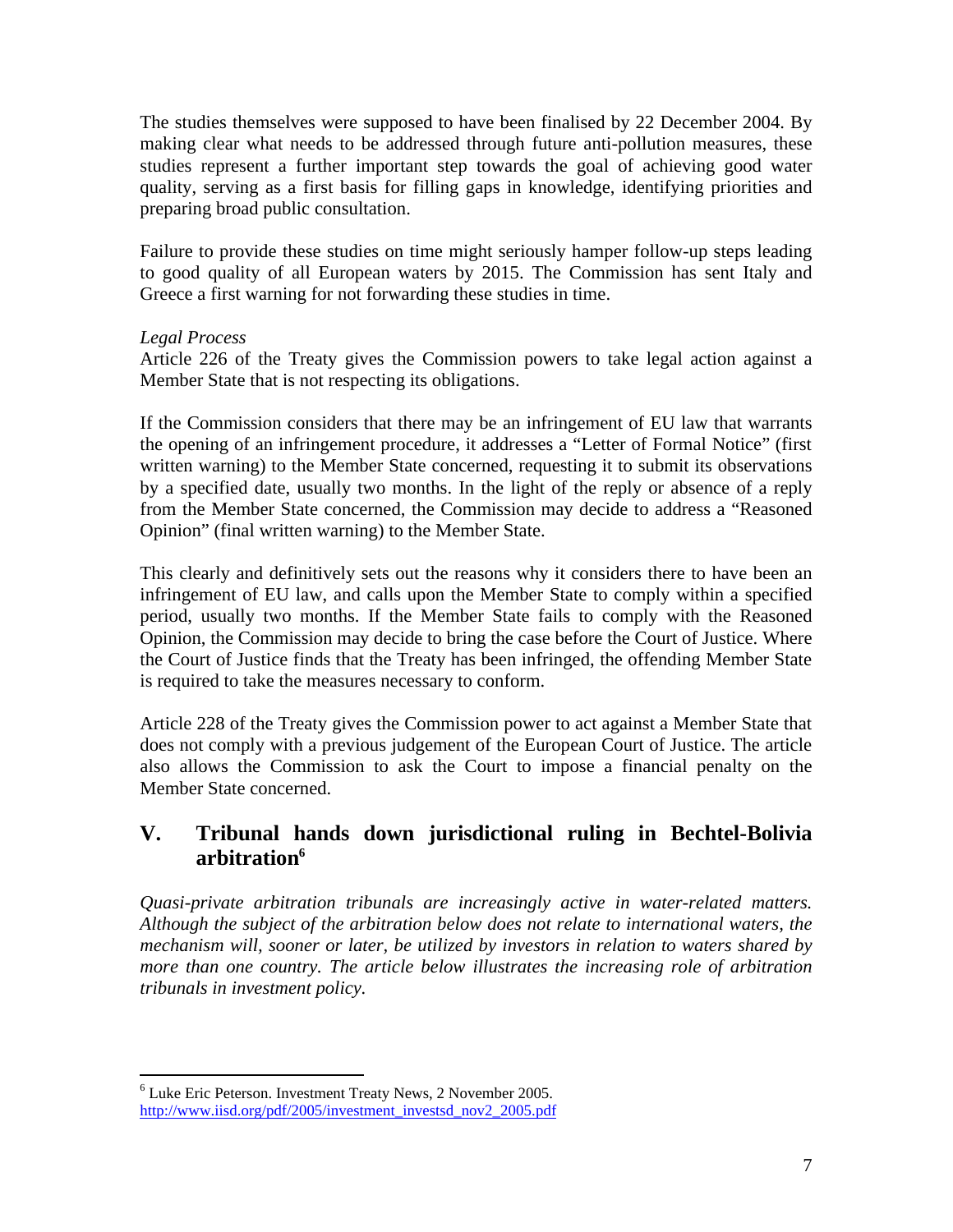The studies themselves were supposed to have been finalised by 22 December 2004. By making clear what needs to be addressed through future anti-pollution measures, these studies represent a further important step towards the goal of achieving good water quality, serving as a first basis for filling gaps in knowledge, identifying priorities and preparing broad public consultation.

Failure to provide these studies on time might seriously hamper follow-up steps leading to good quality of all European waters by 2015. The Commission has sent Italy and Greece a first warning for not forwarding these studies in time.

*Legal Process*
Article 226 of the Treaty gives the Commission powers to take legal action against a Member State that is not respecting its obligations.

If the Commission considers that there may be an infringement of EU law that warrants the opening of an infringement procedure, it addresses a "Letter of Formal Notice" (first written warning) to the Member State concerned, requesting it to submit its observations by a specified date, usually two months. In the light of the reply or absence of a reply from the Member State concerned, the Commission may decide to address a "Reasoned Opinion" (final written warning) to the Member State.

This clearly and definitively sets out the reasons why it considers there to have been an infringement of EU law, and calls upon the Member State to comply within a specified period, usually two months. If the Member State fails to comply with the Reasoned Opinion, the Commission may decide to bring the case before the Court of Justice. Where the Court of Justice finds that the Treaty has been infringed, the offending Member State is required to take the measures necessary to conform.

Article 228 of the Treaty gives the Commission power to act against a Member State that does not comply with a previous judgement of the European Court of Justice. The article also allows the Commission to ask the Court to impose a financial penalty on the Member State concerned.

## V. Tribunal hands down jurisdictional ruling in Bechtel-Bolivia arbitration[6]

*Quasi-private arbitration tribunals are increasingly active in water-related matters. Although the subject of the arbitration below does not relate to international waters, the mechanism will, sooner or later, be utilized by investors in relation to waters shared by more than one country. The article below illustrates the increasing role of arbitration tribunals in investment policy.*

---

[6] Luke Eric Peterson. Investment Treaty News, 2 November 2005. http://www.iisd.org/pdf/2005/investment_investsd_nov2_2005.pdf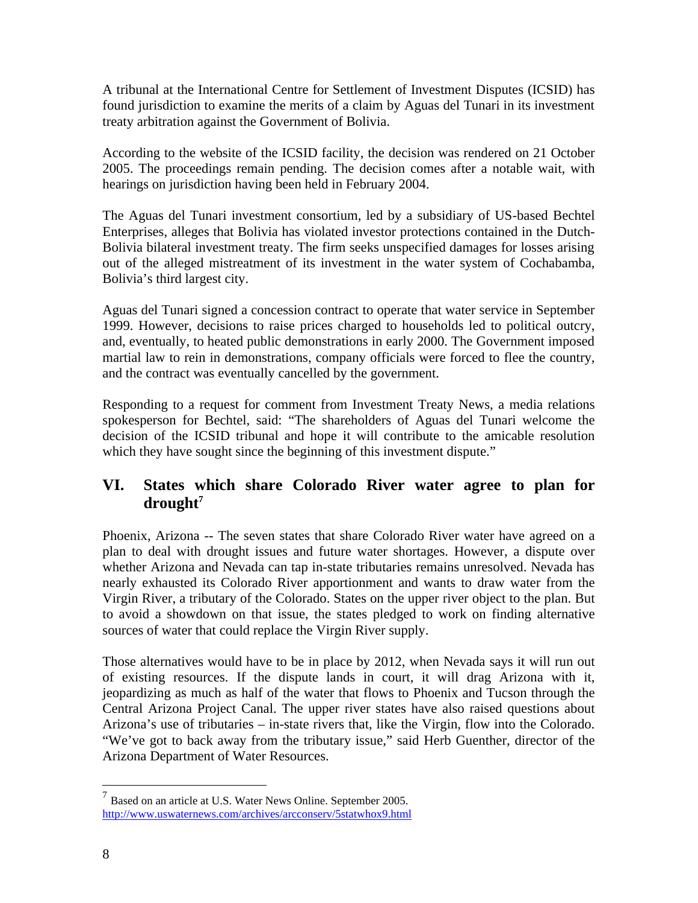A tribunal at the International Centre for Settlement of Investment Disputes (ICSID) has found jurisdiction to examine the merits of a claim by Aguas del Tunari in its investment treaty arbitration against the Government of Bolivia.

According to the website of the ICSID facility, the decision was rendered on 21 October 2005. The proceedings remain pending. The decision comes after a notable wait, with hearings on jurisdiction having been held in February 2004.

The Aguas del Tunari investment consortium, led by a subsidiary of US-based Bechtel Enterprises, alleges that Bolivia has violated investor protections contained in the Dutch-Bolivia bilateral investment treaty. The firm seeks unspecified damages for losses arising out of the alleged mistreatment of its investment in the water system of Cochabamba, Bolivia's third largest city.

Aguas del Tunari signed a concession contract to operate that water service in September 1999. However, decisions to raise prices charged to households led to political outcry, and, eventually, to heated public demonstrations in early 2000. The Government imposed martial law to rein in demonstrations, company officials were forced to flee the country, and the contract was eventually cancelled by the government.

Responding to a request for comment from Investment Treaty News, a media relations spokesperson for Bechtel, said: "The shareholders of Aguas del Tunari welcome the decision of the ICSID tribunal and hope it will contribute to the amicable resolution which they have sought since the beginning of this investment dispute."

## VI. States which share Colorado River water agree to plan for drought[7]

Phoenix, Arizona -- The seven states that share Colorado River water have agreed on a plan to deal with drought issues and future water shortages. However, a dispute over whether Arizona and Nevada can tap in-state tributaries remains unresolved. Nevada has nearly exhausted its Colorado River apportionment and wants to draw water from the Virgin River, a tributary of the Colorado. States on the upper river object to the plan. But to avoid a showdown on that issue, the states pledged to work on finding alternative sources of water that could replace the Virgin River supply.

Those alternatives would have to be in place by 2012, when Nevada says it will run out of existing resources. If the dispute lands in court, it will drag Arizona with it, jeopardizing as much as half of the water that flows to Phoenix and Tucson through the Central Arizona Project Canal. The upper river states have also raised questions about Arizona's use of tributaries – in-state rivers that, like the Virgin, flow into the Colorado. "We've got to back away from the tributary issue," said Herb Guenther, director of the Arizona Department of Water Resources.

---

[7] Based on an article at U.S. Water News Online. September 2005. http://www.uswaternews.com/archives/arcconserv/5statwhox9.html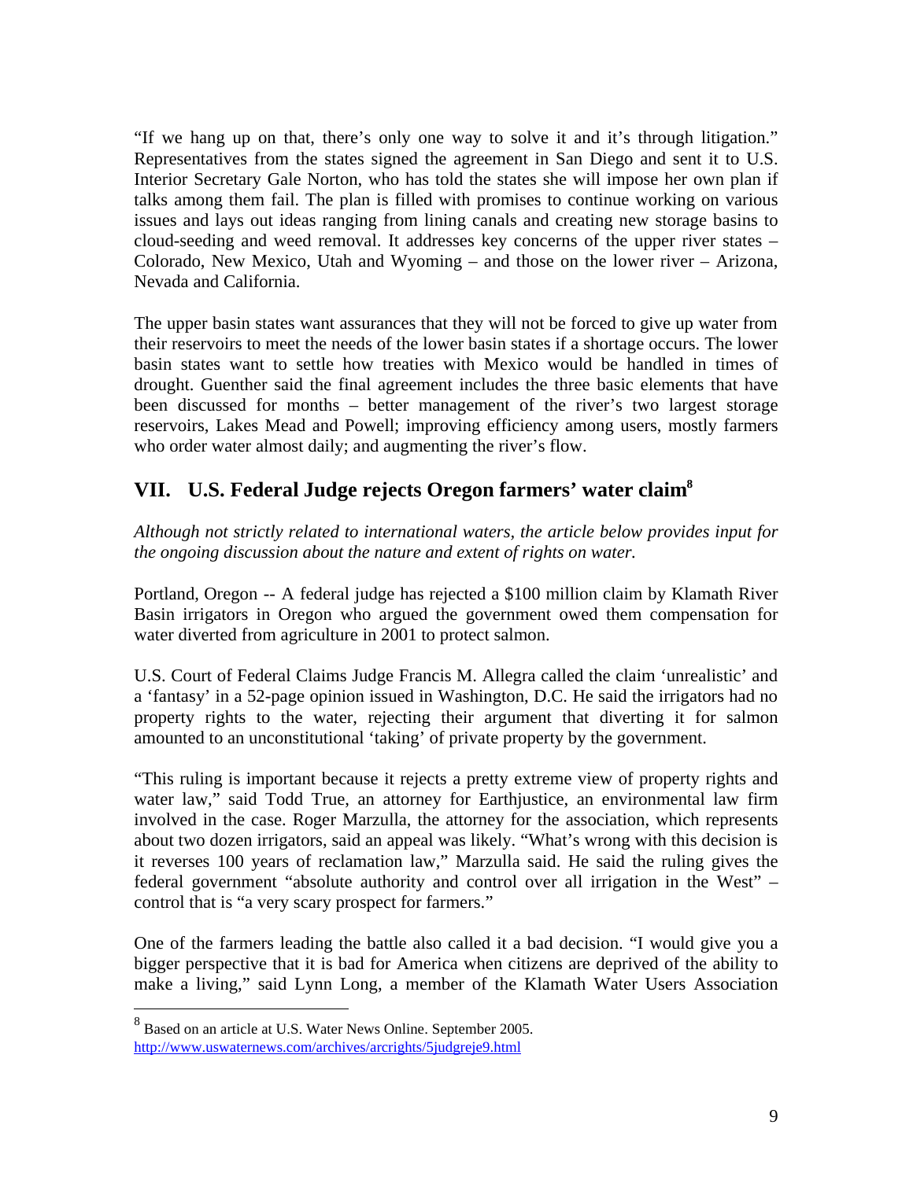"If we hang up on that, there's only one way to solve it and it's through litigation." Representatives from the states signed the agreement in San Diego and sent it to U.S. Interior Secretary Gale Norton, who has told the states she will impose her own plan if talks among them fail. The plan is filled with promises to continue working on various issues and lays out ideas ranging from lining canals and creating new storage basins to cloud-seeding and weed removal. It addresses key concerns of the upper river states – Colorado, New Mexico, Utah and Wyoming – and those on the lower river – Arizona, Nevada and California.

The upper basin states want assurances that they will not be forced to give up water from their reservoirs to meet the needs of the lower basin states if a shortage occurs. The lower basin states want to settle how treaties with Mexico would be handled in times of drought. Guenther said the final agreement includes the three basic elements that have been discussed for months – better management of the river's two largest storage reservoirs, Lakes Mead and Powell; improving efficiency among users, mostly farmers who order water almost daily; and augmenting the river's flow.

## VII. U.S. Federal Judge rejects Oregon farmers' water claim[8]

*Although not strictly related to international waters, the article below provides input for the ongoing discussion about the nature and extent of rights on water.*

Portland, Oregon -- A federal judge has rejected a $100 million claim by Klamath River Basin irrigators in Oregon who argued the government owed them compensation for water diverted from agriculture in 2001 to protect salmon.

U.S. Court of Federal Claims Judge Francis M. Allegra called the claim 'unrealistic' and a 'fantasy' in a 52-page opinion issued in Washington, D.C. He said the irrigators had no property rights to the water, rejecting their argument that diverting it for salmon amounted to an unconstitutional 'taking' of private property by the government.

"This ruling is important because it rejects a pretty extreme view of property rights and water law," said Todd True, an attorney for Earthjustice, an environmental law firm involved in the case. Roger Marzulla, the attorney for the association, which represents about two dozen irrigators, said an appeal was likely. "What's wrong with this decision is it reverses 100 years of reclamation law," Marzulla said. He said the ruling gives the federal government "absolute authority and control over all irrigation in the West" – control that is "a very scary prospect for farmers."

One of the farmers leading the battle also called it a bad decision. "I would give you a bigger perspective that it is bad for America when citizens are deprived of the ability to make a living," said Lynn Long, a member of the Klamath Water Users Association

---

[8] Based on an article at U.S. Water News Online. September 2005. http://www.uswaternews.com/archives/arcrights/5judgreje9.html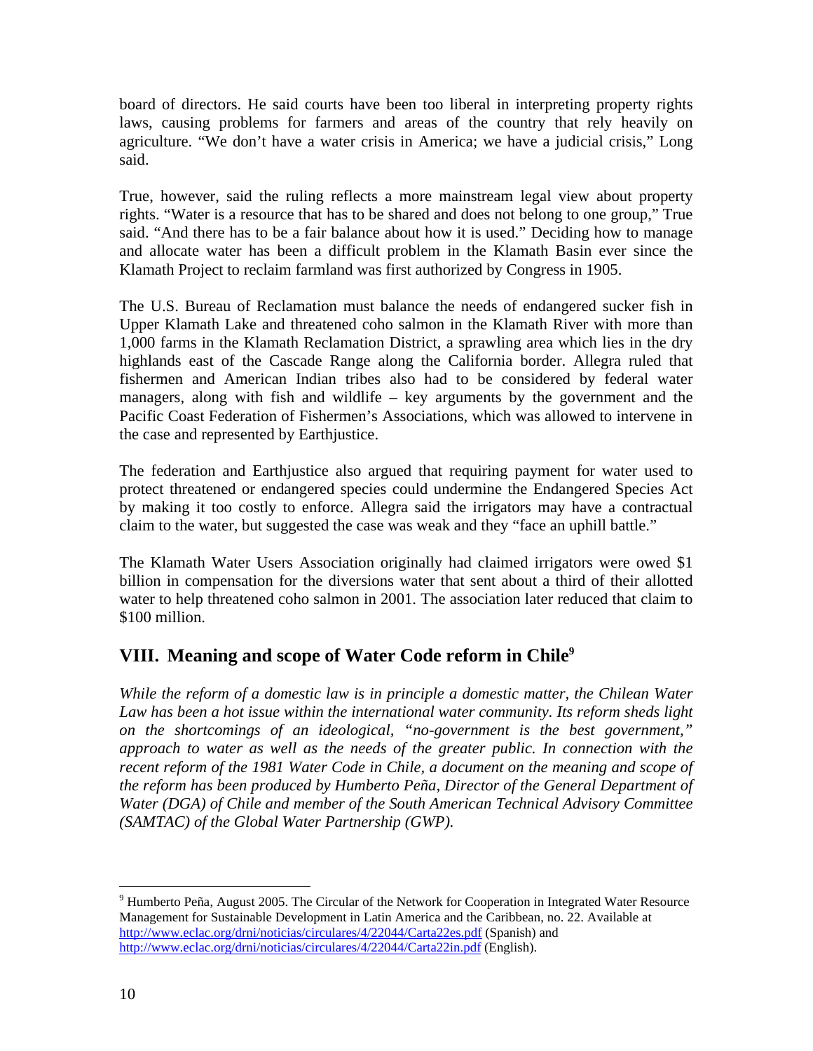board of directors. He said courts have been too liberal in interpreting property rights laws, causing problems for farmers and areas of the country that rely heavily on agriculture. "We don't have a water crisis in America; we have a judicial crisis," Long said.

True, however, said the ruling reflects a more mainstream legal view about property rights. "Water is a resource that has to be shared and does not belong to one group," True said. "And there has to be a fair balance about how it is used." Deciding how to manage and allocate water has been a difficult problem in the Klamath Basin ever since the Klamath Project to reclaim farmland was first authorized by Congress in 1905.

The U.S. Bureau of Reclamation must balance the needs of endangered sucker fish in Upper Klamath Lake and threatened coho salmon in the Klamath River with more than 1,000 farms in the Klamath Reclamation District, a sprawling area which lies in the dry highlands east of the Cascade Range along the California border. Allegra ruled that fishermen and American Indian tribes also had to be considered by federal water managers, along with fish and wildlife – key arguments by the government and the Pacific Coast Federation of Fishermen's Associations, which was allowed to intervene in the case and represented by Earthjustice.

The federation and Earthjustice also argued that requiring payment for water used to protect threatened or endangered species could undermine the Endangered Species Act by making it too costly to enforce. Allegra said the irrigators may have a contractual claim to the water, but suggested the case was weak and they "face an uphill battle."

The Klamath Water Users Association originally had claimed irrigators were owed $1 billion in compensation for the diversions water that sent about a third of their allotted water to help threatened coho salmon in 2001. The association later reduced that claim to $100 million.

## VIII. Meaning and scope of Water Code reform in Chile[9]

*While the reform of a domestic law is in principle a domestic matter, the Chilean Water Law has been a hot issue within the international water community. Its reform sheds light on the shortcomings of an ideological, "no-government is the best government," approach to water as well as the needs of the greater public. In connection with the recent reform of the 1981 Water Code in Chile, a document on the meaning and scope of the reform has been produced by Humberto Peña, Director of the General Department of Water (DGA) of Chile and member of the South American Technical Advisory Committee (SAMTAC) of the Global Water Partnership (GWP).*

---

[9] Humberto Peña, August 2005. The Circular of the Network for Cooperation in Integrated Water Resource Management for Sustainable Development in Latin America and the Caribbean, no. 22. Available at http://www.eclac.org/drni/noticias/circulares/4/22044/Carta22es.pdf (Spanish) and http://www.eclac.org/drni/noticias/circulares/4/22044/Carta22in.pdf (English).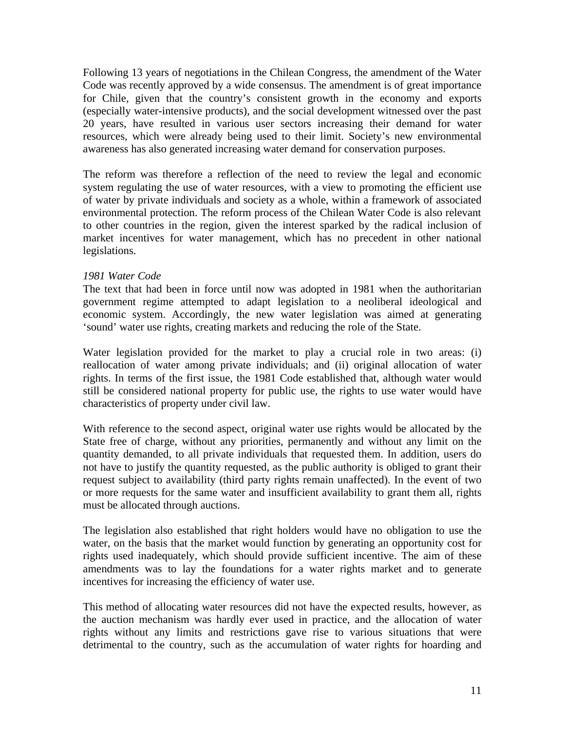Following 13 years of negotiations in the Chilean Congress, the amendment of the Water Code was recently approved by a wide consensus. The amendment is of great importance for Chile, given that the country's consistent growth in the economy and exports (especially water-intensive products), and the social development witnessed over the past 20 years, have resulted in various user sectors increasing their demand for water resources, which were already being used to their limit. Society's new environmental awareness has also generated increasing water demand for conservation purposes.

The reform was therefore a reflection of the need to review the legal and economic system regulating the use of water resources, with a view to promoting the efficient use of water by private individuals and society as a whole, within a framework of associated environmental protection. The reform process of the Chilean Water Code is also relevant to other countries in the region, given the interest sparked by the radical inclusion of market incentives for water management, which has no precedent in other national legislations.

*1981 Water Code*

The text that had been in force until now was adopted in 1981 when the authoritarian government regime attempted to adapt legislation to a neoliberal ideological and economic system. Accordingly, the new water legislation was aimed at generating 'sound' water use rights, creating markets and reducing the role of the State.

Water legislation provided for the market to play a crucial role in two areas: (i) reallocation of water among private individuals; and (ii) original allocation of water rights. In terms of the first issue, the 1981 Code established that, although water would still be considered national property for public use, the rights to use water would have characteristics of property under civil law.

With reference to the second aspect, original water use rights would be allocated by the State free of charge, without any priorities, permanently and without any limit on the quantity demanded, to all private individuals that requested them. In addition, users do not have to justify the quantity requested, as the public authority is obliged to grant their request subject to availability (third party rights remain unaffected). In the event of two or more requests for the same water and insufficient availability to grant them all, rights must be allocated through auctions.

The legislation also established that right holders would have no obligation to use the water, on the basis that the market would function by generating an opportunity cost for rights used inadequately, which should provide sufficient incentive. The aim of these amendments was to lay the foundations for a water rights market and to generate incentives for increasing the efficiency of water use.

This method of allocating water resources did not have the expected results, however, as the auction mechanism was hardly ever used in practice, and the allocation of water rights without any limits and restrictions gave rise to various situations that were detrimental to the country, such as the accumulation of water rights for hoarding and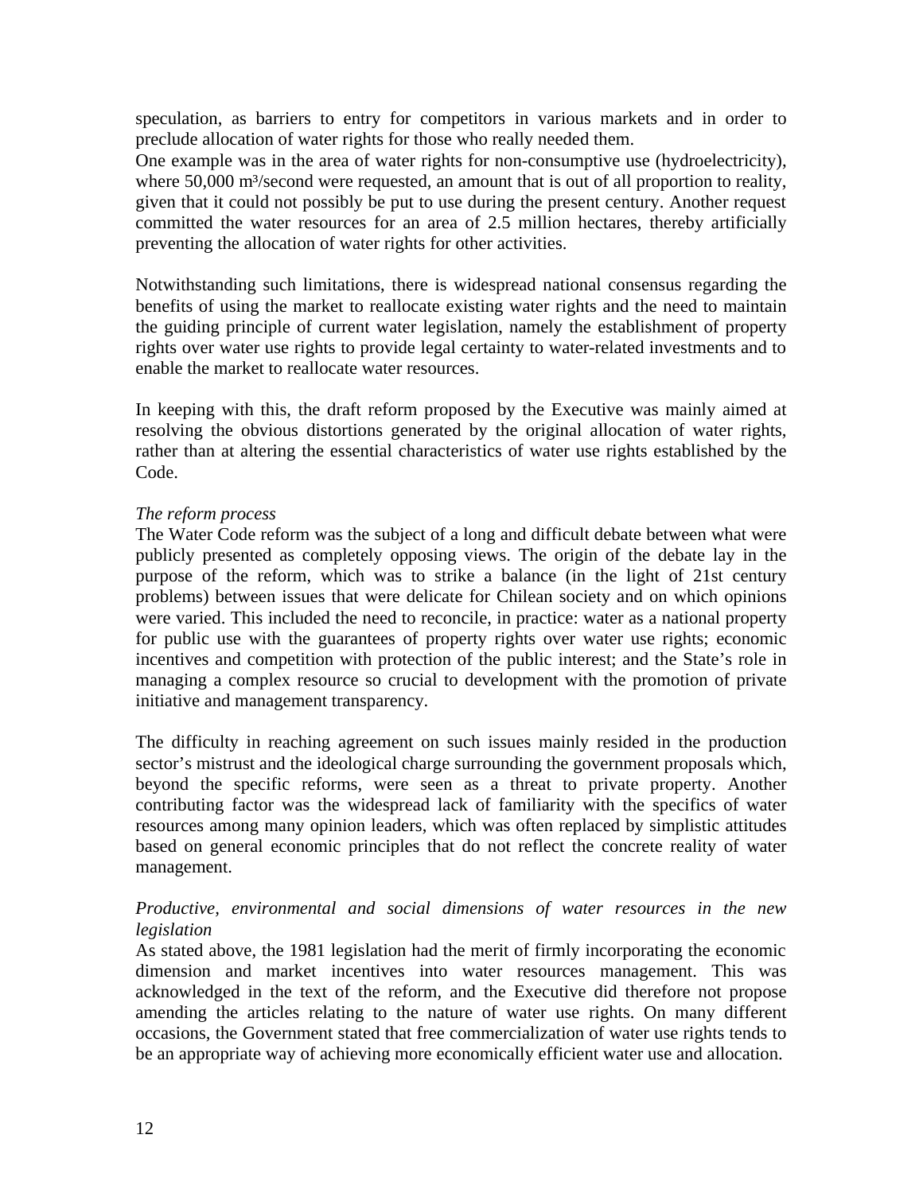speculation, as barriers to entry for competitors in various markets and in order to preclude allocation of water rights for those who really needed them.
One example was in the area of water rights for non-consumptive use (hydroelectricity), where 50,000 m³/second were requested, an amount that is out of all proportion to reality, given that it could not possibly be put to use during the present century. Another request committed the water resources for an area of 2.5 million hectares, thereby artificially preventing the allocation of water rights for other activities.

Notwithstanding such limitations, there is widespread national consensus regarding the benefits of using the market to reallocate existing water rights and the need to maintain the guiding principle of current water legislation, namely the establishment of property rights over water use rights to provide legal certainty to water-related investments and to enable the market to reallocate water resources.

In keeping with this, the draft reform proposed by the Executive was mainly aimed at resolving the obvious distortions generated by the original allocation of water rights, rather than at altering the essential characteristics of water use rights established by the Code.

*The reform process*

The Water Code reform was the subject of a long and difficult debate between what were publicly presented as completely opposing views. The origin of the debate lay in the purpose of the reform, which was to strike a balance (in the light of 21st century problems) between issues that were delicate for Chilean society and on which opinions were varied. This included the need to reconcile, in practice: water as a national property for public use with the guarantees of property rights over water use rights; economic incentives and competition with protection of the public interest; and the State's role in managing a complex resource so crucial to development with the promotion of private initiative and management transparency.

The difficulty in reaching agreement on such issues mainly resided in the production sector's mistrust and the ideological charge surrounding the government proposals which, beyond the specific reforms, were seen as a threat to private property. Another contributing factor was the widespread lack of familiarity with the specifics of water resources among many opinion leaders, which was often replaced by simplistic attitudes based on general economic principles that do not reflect the concrete reality of water management.

*Productive, environmental and social dimensions of water resources in the new legislation*

As stated above, the 1981 legislation had the merit of firmly incorporating the economic dimension and market incentives into water resources management. This was acknowledged in the text of the reform, and the Executive did therefore not propose amending the articles relating to the nature of water use rights. On many different occasions, the Government stated that free commercialization of water use rights tends to be an appropriate way of achieving more economically efficient water use and allocation.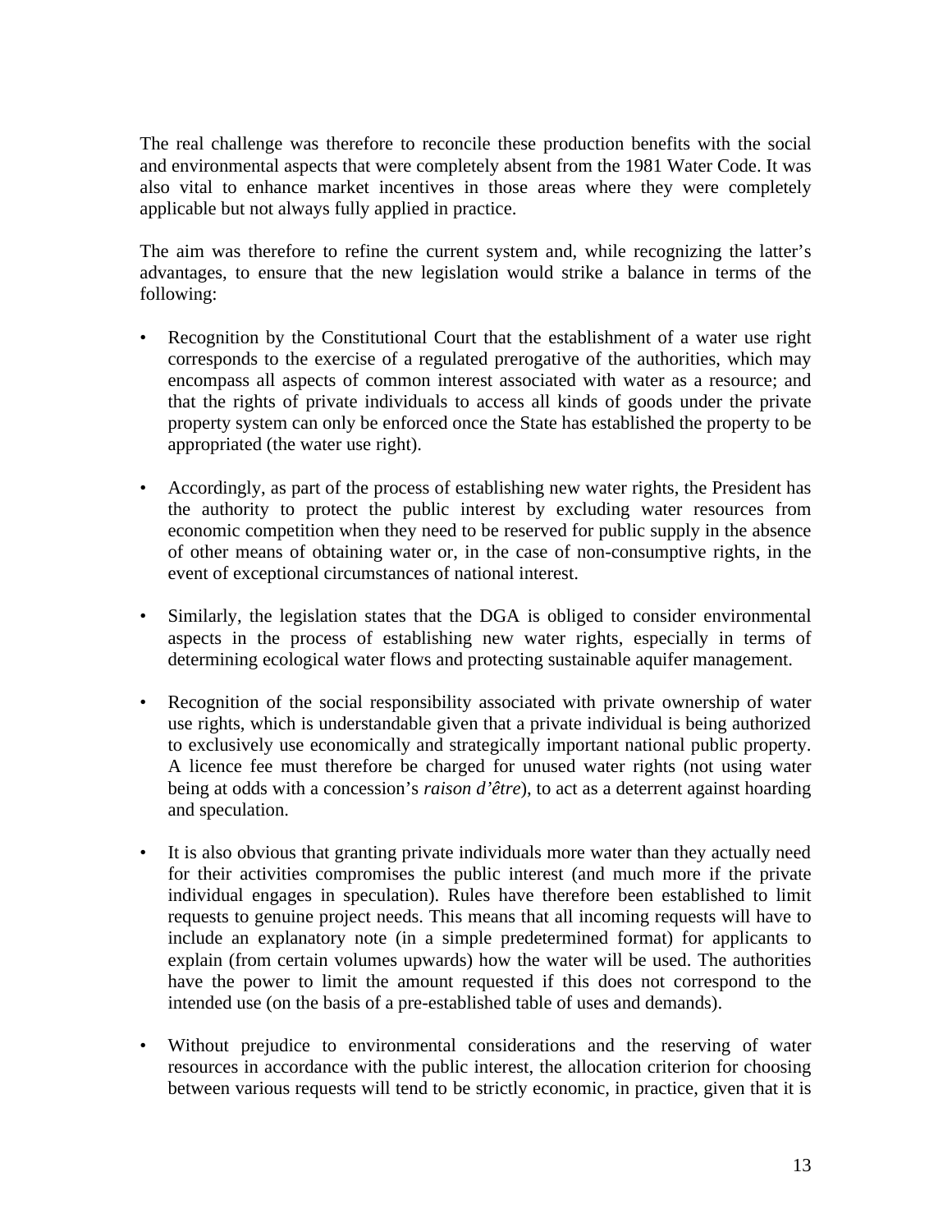The real challenge was therefore to reconcile these production benefits with the social and environmental aspects that were completely absent from the 1981 Water Code. It was also vital to enhance market incentives in those areas where they were completely applicable but not always fully applied in practice.

The aim was therefore to refine the current system and, while recognizing the latter's advantages, to ensure that the new legislation would strike a balance in terms of the following:

- Recognition by the Constitutional Court that the establishment of a water use right corresponds to the exercise of a regulated prerogative of the authorities, which may encompass all aspects of common interest associated with water as a resource; and that the rights of private individuals to access all kinds of goods under the private property system can only be enforced once the State has established the property to be appropriated (the water use right).

- Accordingly, as part of the process of establishing new water rights, the President has the authority to protect the public interest by excluding water resources from economic competition when they need to be reserved for public supply in the absence of other means of obtaining water or, in the case of non-consumptive rights, in the event of exceptional circumstances of national interest.

- Similarly, the legislation states that the DGA is obliged to consider environmental aspects in the process of establishing new water rights, especially in terms of determining ecological water flows and protecting sustainable aquifer management.

- Recognition of the social responsibility associated with private ownership of water use rights, which is understandable given that a private individual is being authorized to exclusively use economically and strategically important national public property. A licence fee must therefore be charged for unused water rights (not using water being at odds with a concession's *raison d'être*), to act as a deterrent against hoarding and speculation.

- It is also obvious that granting private individuals more water than they actually need for their activities compromises the public interest (and much more if the private individual engages in speculation). Rules have therefore been established to limit requests to genuine project needs. This means that all incoming requests will have to include an explanatory note (in a simple predetermined format) for applicants to explain (from certain volumes upwards) how the water will be used. The authorities have the power to limit the amount requested if this does not correspond to the intended use (on the basis of a pre-established table of uses and demands).

- Without prejudice to environmental considerations and the reserving of water resources in accordance with the public interest, the allocation criterion for choosing between various requests will tend to be strictly economic, in practice, given that it is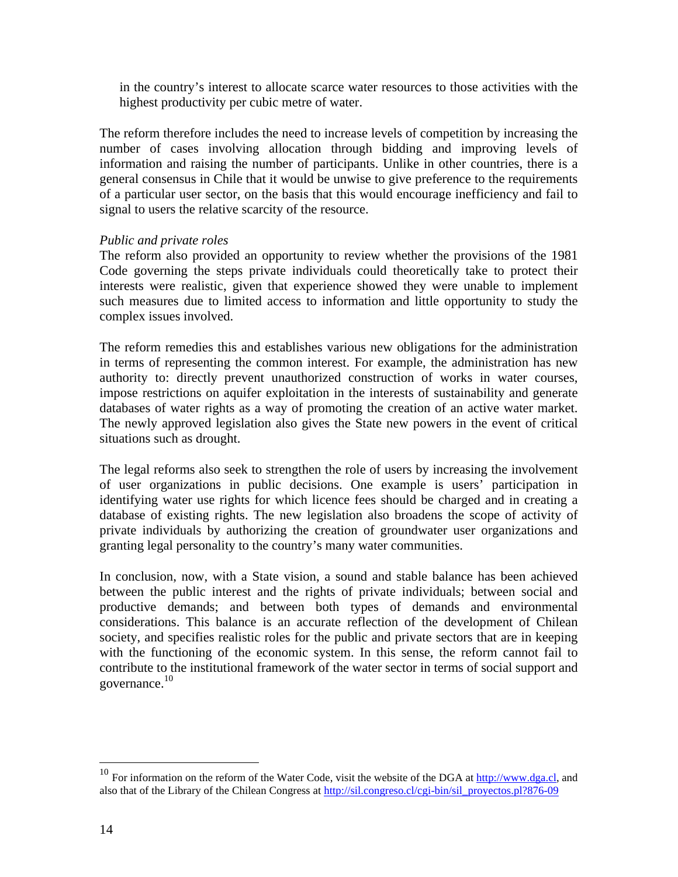in the country's interest to allocate scarce water resources to those activities with the highest productivity per cubic metre of water.

The reform therefore includes the need to increase levels of competition by increasing the number of cases involving allocation through bidding and improving levels of information and raising the number of participants. Unlike in other countries, there is a general consensus in Chile that it would be unwise to give preference to the requirements of a particular user sector, on the basis that this would encourage inefficiency and fail to signal to users the relative scarcity of the resource.

*Public and private roles*

The reform also provided an opportunity to review whether the provisions of the 1981 Code governing the steps private individuals could theoretically take to protect their interests were realistic, given that experience showed they were unable to implement such measures due to limited access to information and little opportunity to study the complex issues involved.

The reform remedies this and establishes various new obligations for the administration in terms of representing the common interest. For example, the administration has new authority to: directly prevent unauthorized construction of works in water courses, impose restrictions on aquifer exploitation in the interests of sustainability and generate databases of water rights as a way of promoting the creation of an active water market. The newly approved legislation also gives the State new powers in the event of critical situations such as drought.

The legal reforms also seek to strengthen the role of users by increasing the involvement of user organizations in public decisions. One example is users' participation in identifying water use rights for which licence fees should be charged and in creating a database of existing rights. The new legislation also broadens the scope of activity of private individuals by authorizing the creation of groundwater user organizations and granting legal personality to the country's many water communities.

In conclusion, now, with a State vision, a sound and stable balance has been achieved between the public interest and the rights of private individuals; between social and productive demands; and between both types of demands and environmental considerations. This balance is an accurate reflection of the development of Chilean society, and specifies realistic roles for the public and private sectors that are in keeping with the functioning of the economic system. In this sense, the reform cannot fail to contribute to the institutional framework of the water sector in terms of social support and governance.[10]

---

[10] For information on the reform of the Water Code, visit the website of the DGA at http://www.dga.cl, and also that of the Library of the Chilean Congress at http://sil.congreso.cl/cgi-bin/sil_proyectos.pl?876-09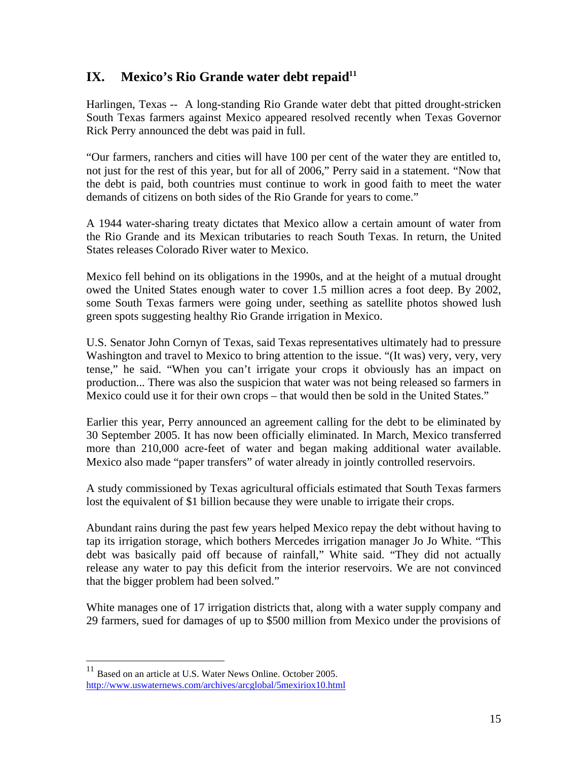## IX. Mexico's Rio Grande water debt repaid[11]

Harlingen, Texas -- A long-standing Rio Grande water debt that pitted drought-stricken South Texas farmers against Mexico appeared resolved recently when Texas Governor Rick Perry announced the debt was paid in full.

"Our farmers, ranchers and cities will have 100 per cent of the water they are entitled to, not just for the rest of this year, but for all of 2006," Perry said in a statement. "Now that the debt is paid, both countries must continue to work in good faith to meet the water demands of citizens on both sides of the Rio Grande for years to come."

A 1944 water-sharing treaty dictates that Mexico allow a certain amount of water from the Rio Grande and its Mexican tributaries to reach South Texas. In return, the United States releases Colorado River water to Mexico.

Mexico fell behind on its obligations in the 1990s, and at the height of a mutual drought owed the United States enough water to cover 1.5 million acres a foot deep. By 2002, some South Texas farmers were going under, seething as satellite photos showed lush green spots suggesting healthy Rio Grande irrigation in Mexico.

U.S. Senator John Cornyn of Texas, said Texas representatives ultimately had to pressure Washington and travel to Mexico to bring attention to the issue. "(It was) very, very, very tense," he said. "When you can't irrigate your crops it obviously has an impact on production... There was also the suspicion that water was not being released so farmers in Mexico could use it for their own crops – that would then be sold in the United States."

Earlier this year, Perry announced an agreement calling for the debt to be eliminated by 30 September 2005. It has now been officially eliminated. In March, Mexico transferred more than 210,000 acre-feet of water and began making additional water available. Mexico also made "paper transfers" of water already in jointly controlled reservoirs.

A study commissioned by Texas agricultural officials estimated that South Texas farmers lost the equivalent of $1 billion because they were unable to irrigate their crops.

Abundant rains during the past few years helped Mexico repay the debt without having to tap its irrigation storage, which bothers Mercedes irrigation manager Jo Jo White. "This debt was basically paid off because of rainfall," White said. "They did not actually release any water to pay this deficit from the interior reservoirs. We are not convinced that the bigger problem had been solved."

White manages one of 17 irrigation districts that, along with a water supply company and 29 farmers, sued for damages of up to $500 million from Mexico under the provisions of

---

[11] Based on an article at U.S. Water News Online. October 2005. http://www.uswaternews.com/archives/arcglobal/5mexiriox10.html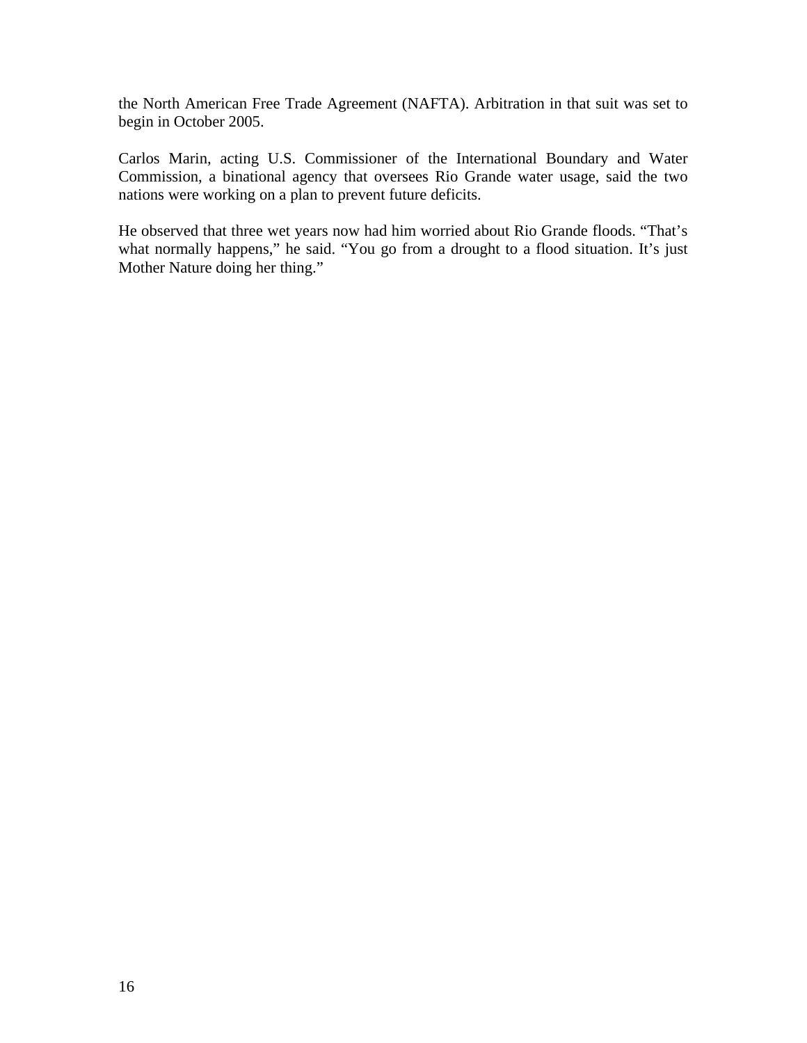the North American Free Trade Agreement (NAFTA). Arbitration in that suit was set to begin in October 2005.

Carlos Marin, acting U.S. Commissioner of the International Boundary and Water Commission, a binational agency that oversees Rio Grande water usage, said the two nations were working on a plan to prevent future deficits.

He observed that three wet years now had him worried about Rio Grande floods. “That’s what normally happens,” he said. “You go from a drought to a flood situation. It’s just Mother Nature doing her thing.”